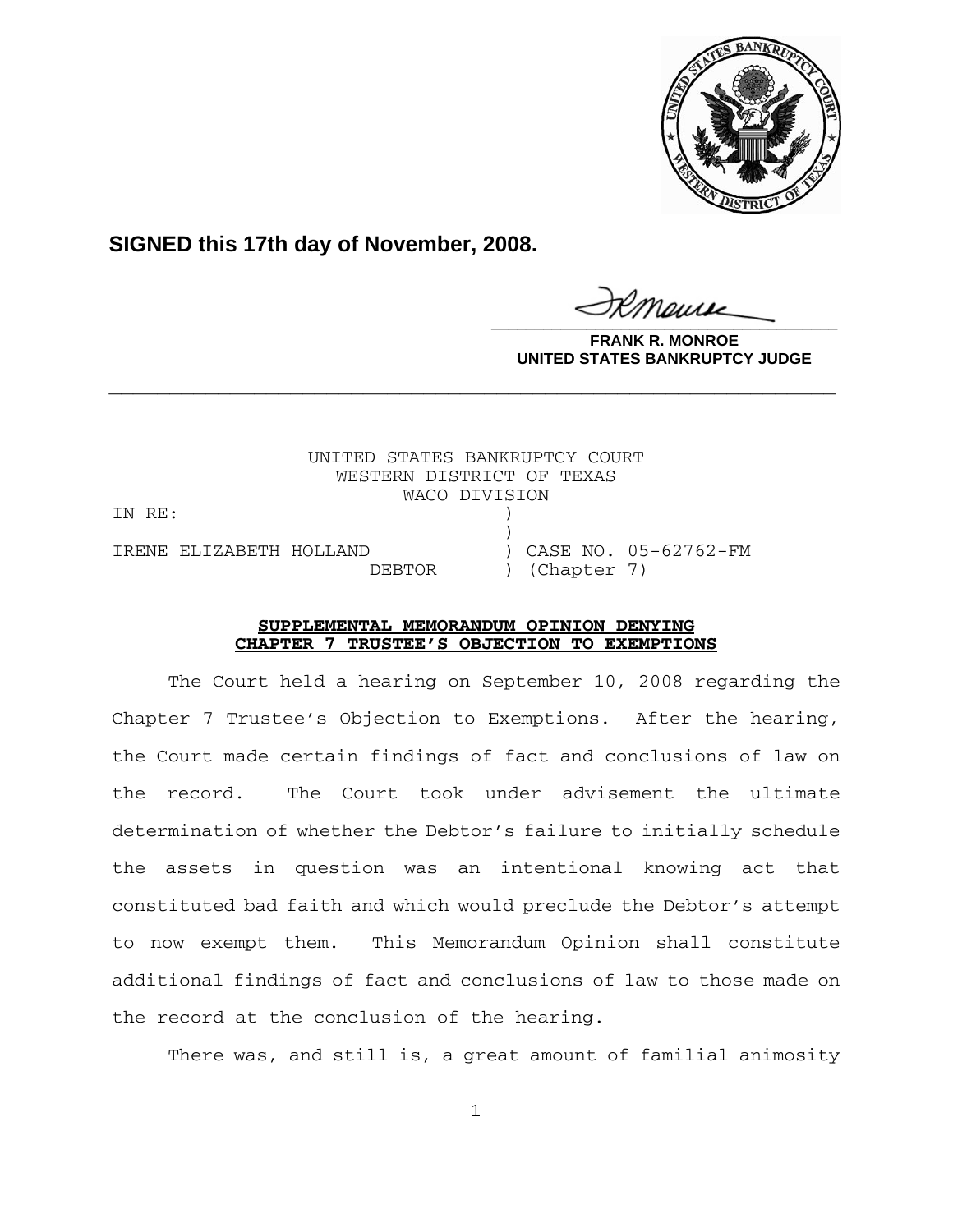**SIGNED this 17th day of November, 2008.**

**FRANK R. MONROE**
**UNITED STATES BANKRUPTCY JUDGE**

---

UNITED STATES BANKRUPTCY COURT
WESTERN DISTRICT OF TEXAS
WACO DIVISION

| | | |
|---|---|---|
| IN RE: | ) | |
| | ) | |
| IRENE ELIZABETH HOLLAND | ) | CASE NO. 05-62762-FM |
| DEBTOR | ) | (Chapter 7) |

**SUPPLEMENTAL MEMORANDUM OPINION DENYING CHAPTER 7 TRUSTEE'S OBJECTION TO EXEMPTIONS**

The Court held a hearing on September 10, 2008 regarding the Chapter 7 Trustee's Objection to Exemptions. After the hearing, the Court made certain findings of fact and conclusions of law on the record. The Court took under advisement the ultimate determination of whether the Debtor's failure to initially schedule the assets in question was an intentional knowing act that constituted bad faith and which would preclude the Debtor's attempt to now exempt them. This Memorandum Opinion shall constitute additional findings of fact and conclusions of law to those made on the record at the conclusion of the hearing.

There was, and still is, a great amount of familial animosity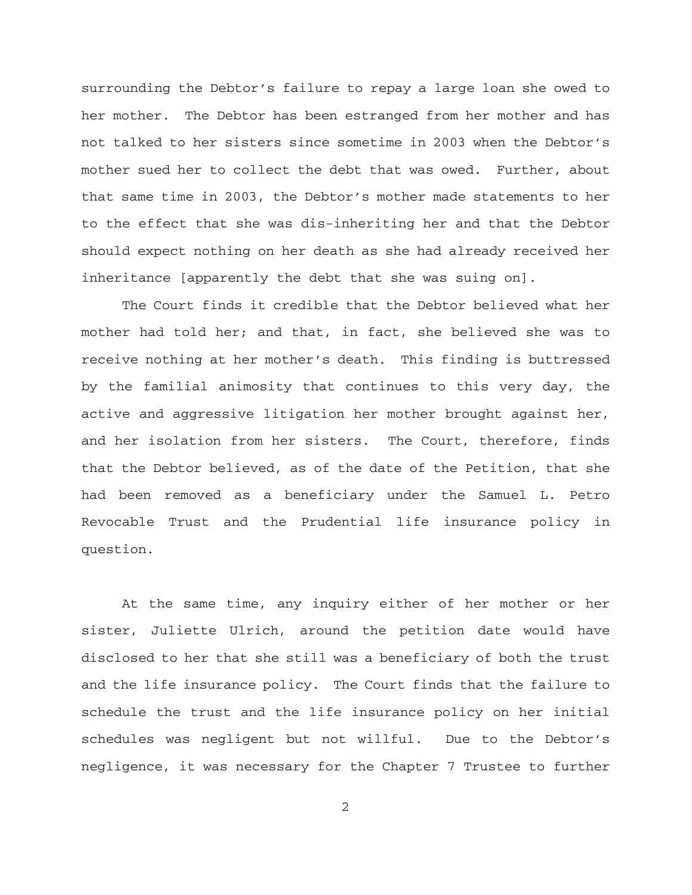surrounding the Debtor's failure to repay a large loan she owed to her mother. The Debtor has been estranged from her mother and has not talked to her sisters since sometime in 2003 when the Debtor's mother sued her to collect the debt that was owed. Further, about that same time in 2003, the Debtor's mother made statements to her to the effect that she was dis-inheriting her and that the Debtor should expect nothing on her death as she had already received her inheritance [apparently the debt that she was suing on].

The Court finds it credible that the Debtor believed what her mother had told her; and that, in fact, she believed she was to receive nothing at her mother's death. This finding is buttressed by the familial animosity that continues to this very day, the active and aggressive litigation her mother brought against her, and her isolation from her sisters. The Court, therefore, finds that the Debtor believed, as of the date of the Petition, that she had been removed as a beneficiary under the Samuel L. Petro Revocable Trust and the Prudential life insurance policy in question.

At the same time, any inquiry either of her mother or her sister, Juliette Ulrich, around the petition date would have disclosed to her that she still was a beneficiary of both the trust and the life insurance policy. The Court finds that the failure to schedule the trust and the life insurance policy on her initial schedules was negligent but not willful. Due to the Debtor's negligence, it was necessary for the Chapter 7 Trustee to further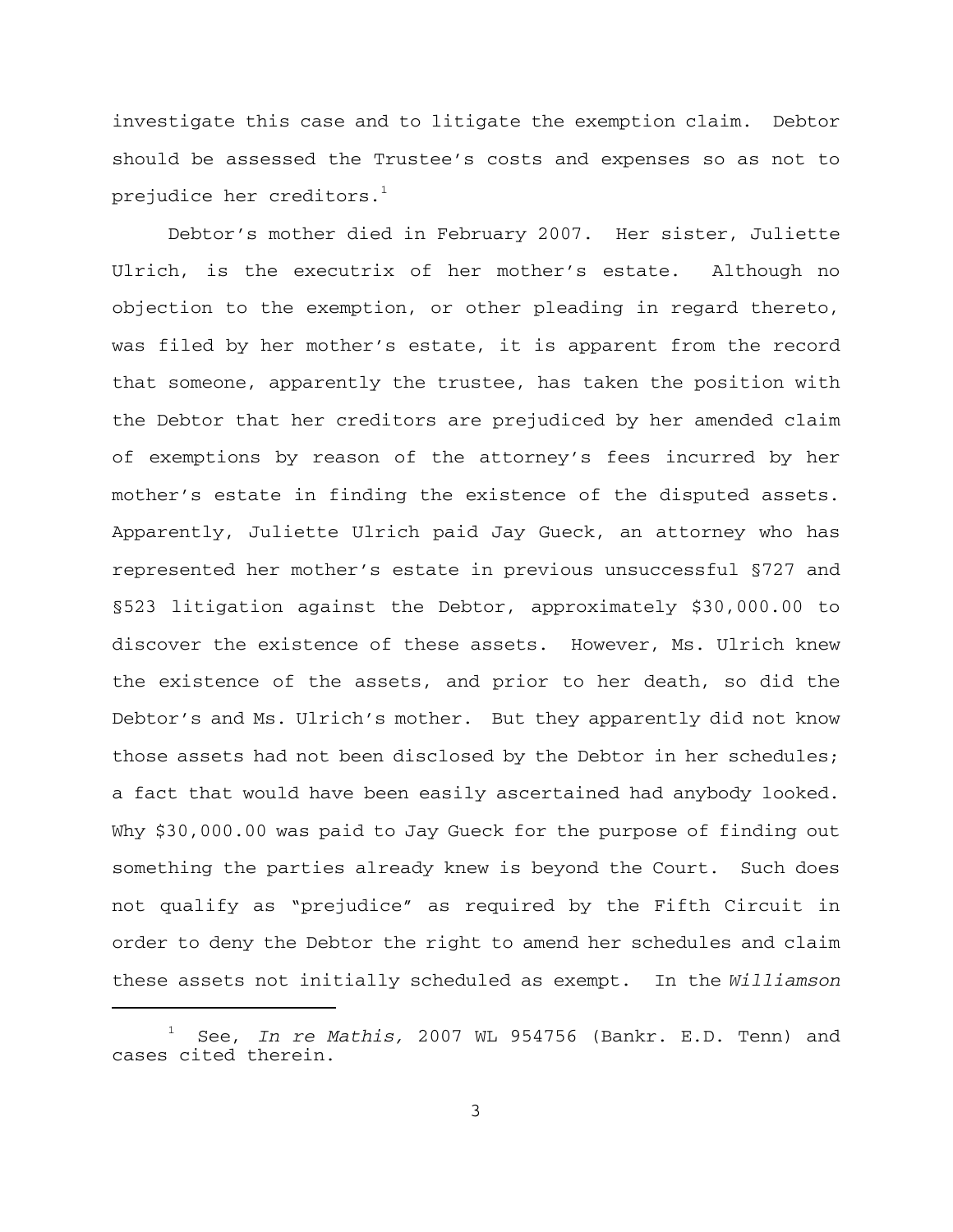investigate this case and to litigate the exemption claim. Debtor should be assessed the Trustee's costs and expenses so as not to prejudice her creditors.[1]

Debtor's mother died in February 2007. Her sister, Juliette Ulrich, is the executrix of her mother's estate. Although no objection to the exemption, or other pleading in regard thereto, was filed by her mother's estate, it is apparent from the record that someone, apparently the trustee, has taken the position with the Debtor that her creditors are prejudiced by her amended claim of exemptions by reason of the attorney's fees incurred by her mother's estate in finding the existence of the disputed assets. Apparently, Juliette Ulrich paid Jay Gueck, an attorney who has represented her mother's estate in previous unsuccessful §727 and §523 litigation against the Debtor, approximately $30,000.00 to discover the existence of these assets. However, Ms. Ulrich knew the existence of the assets, and prior to her death, so did the Debtor's and Ms. Ulrich's mother. But they apparently did not know those assets had not been disclosed by the Debtor in her schedules; a fact that would have been easily ascertained had anybody looked. Why $30,000.00 was paid to Jay Gueck for the purpose of finding out something the parties already knew is beyond the Court. Such does not qualify as "prejudice" as required by the Fifth Circuit in order to deny the Debtor the right to amend her schedules and claim these assets not initially scheduled as exempt. In the *Williamson*

[1] See, *In re Mathis,* 2007 WL 954756 (Bankr. E.D. Tenn) and cases cited therein.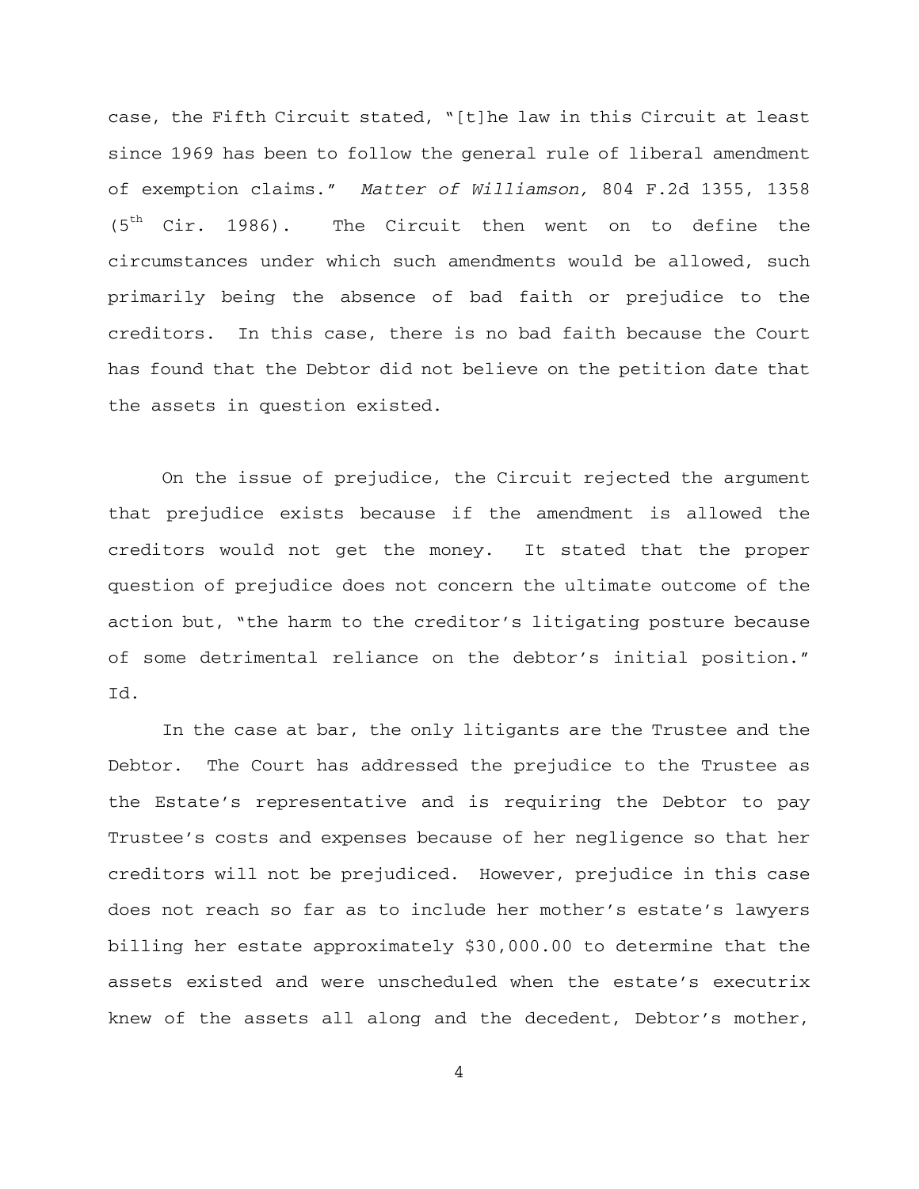case, the Fifth Circuit stated, "[t]he law in this Circuit at least since 1969 has been to follow the general rule of liberal amendment of exemption claims." *Matter of Williamson,* 804 F.2d 1355, 1358 (5th Cir. 1986). The Circuit then went on to define the circumstances under which such amendments would be allowed, such primarily being the absence of bad faith or prejudice to the creditors. In this case, there is no bad faith because the Court has found that the Debtor did not believe on the petition date that the assets in question existed.

On the issue of prejudice, the Circuit rejected the argument that prejudice exists because if the amendment is allowed the creditors would not get the money. It stated that the proper question of prejudice does not concern the ultimate outcome of the action but, "the harm to the creditor's litigating posture because of some detrimental reliance on the debtor's initial position." Id.

In the case at bar, the only litigants are the Trustee and the Debtor. The Court has addressed the prejudice to the Trustee as the Estate's representative and is requiring the Debtor to pay Trustee's costs and expenses because of her negligence so that her creditors will not be prejudiced. However, prejudice in this case does not reach so far as to include her mother's estate's lawyers billing her estate approximately $30,000.00 to determine that the assets existed and were unscheduled when the estate's executrix knew of the assets all along and the decedent, Debtor's mother,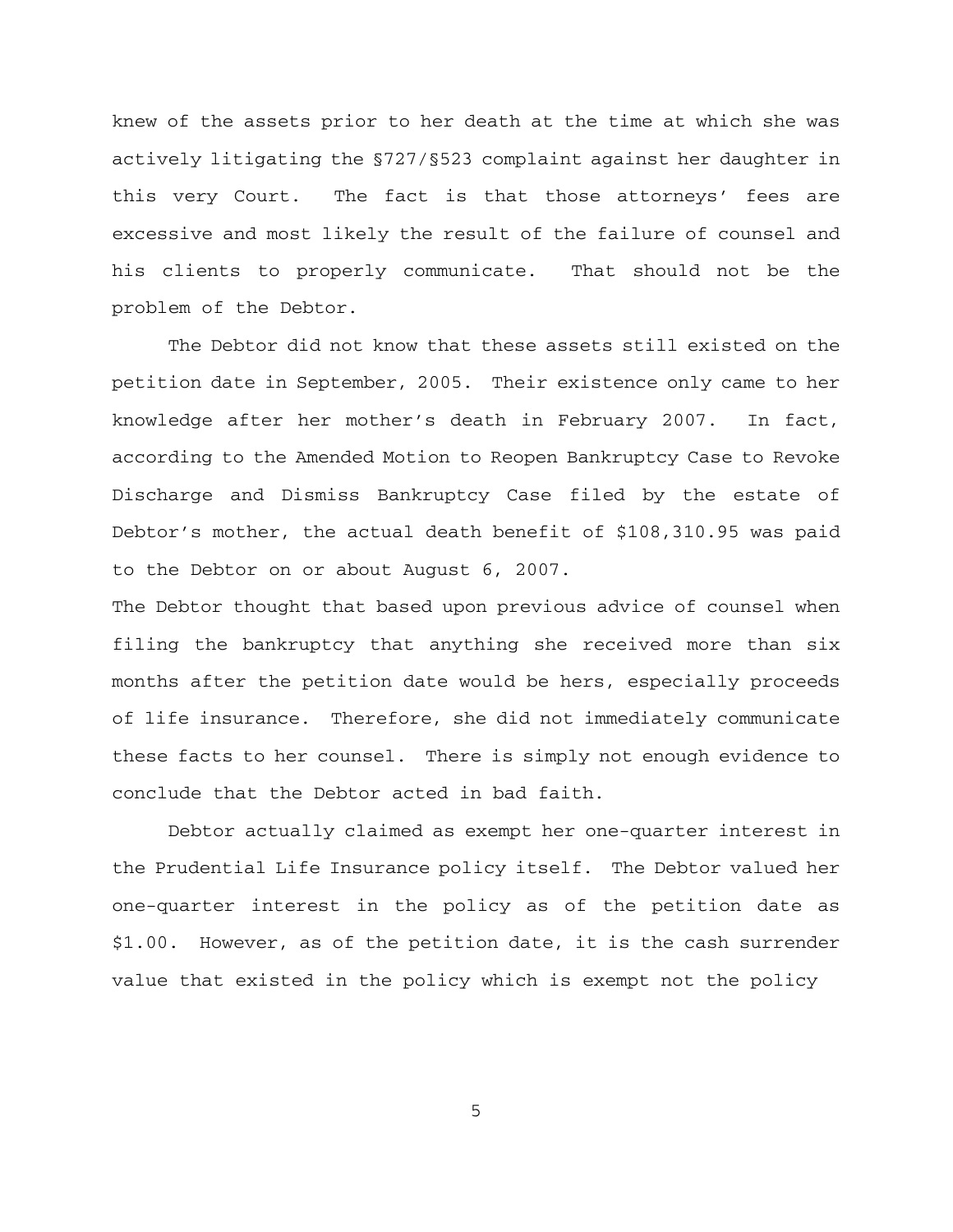knew of the assets prior to her death at the time at which she was actively litigating the §727/§523 complaint against her daughter in this very Court. The fact is that those attorneys' fees are excessive and most likely the result of the failure of counsel and his clients to properly communicate. That should not be the problem of the Debtor.

The Debtor did not know that these assets still existed on the petition date in September, 2005. Their existence only came to her knowledge after her mother's death in February 2007. In fact, according to the Amended Motion to Reopen Bankruptcy Case to Revoke Discharge and Dismiss Bankruptcy Case filed by the estate of Debtor's mother, the actual death benefit of $108,310.95 was paid to the Debtor on or about August 6, 2007.

The Debtor thought that based upon previous advice of counsel when filing the bankruptcy that anything she received more than six months after the petition date would be hers, especially proceeds of life insurance. Therefore, she did not immediately communicate these facts to her counsel. There is simply not enough evidence to conclude that the Debtor acted in bad faith.

Debtor actually claimed as exempt her one-quarter interest in the Prudential Life Insurance policy itself. The Debtor valued her one-quarter interest in the policy as of the petition date as $1.00. However, as of the petition date, it is the cash surrender value that existed in the policy which is exempt not the policy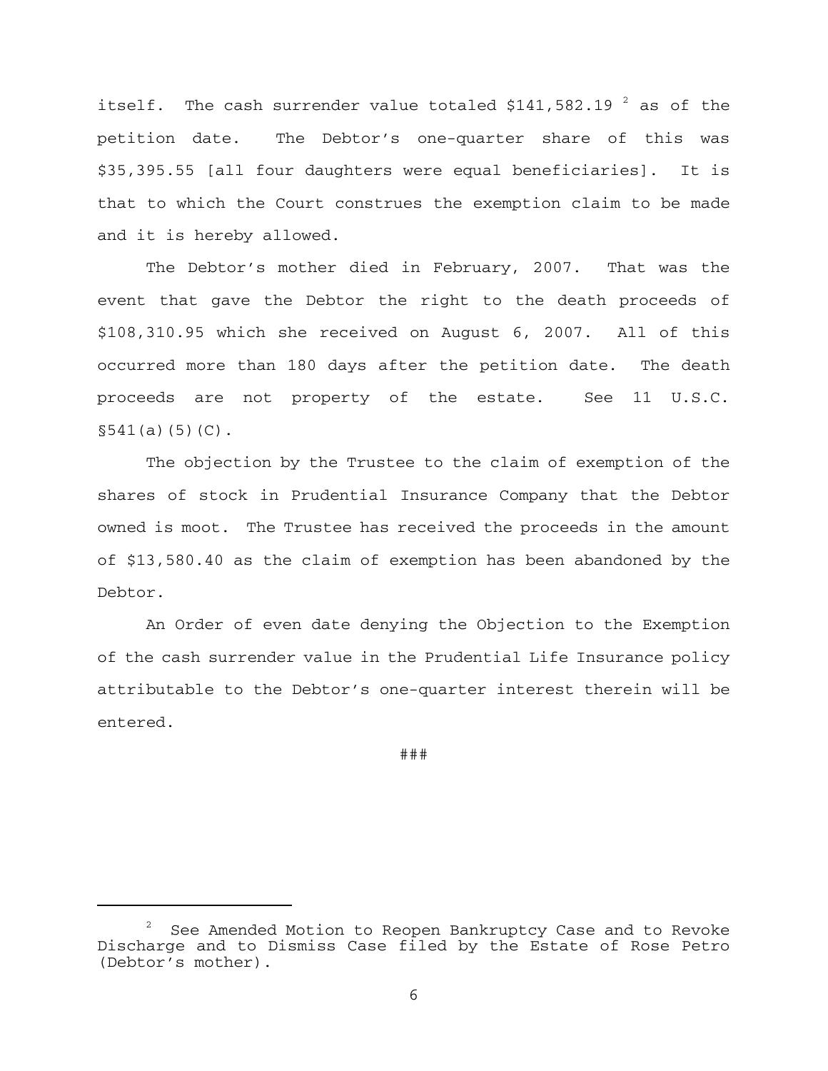itself. The cash surrender value totaled $141,582.19 [2] as of the petition date. The Debtor's one-quarter share of this was $35,395.55 [all four daughters were equal beneficiaries]. It is that to which the Court construes the exemption claim to be made and it is hereby allowed.

The Debtor's mother died in February, 2007. That was the event that gave the Debtor the right to the death proceeds of $108,310.95 which she received on August 6, 2007. All of this occurred more than 180 days after the petition date. The death proceeds are not property of the estate. See 11 U.S.C. §541(a)(5)(C).

The objection by the Trustee to the claim of exemption of the shares of stock in Prudential Insurance Company that the Debtor owned is moot. The Trustee has received the proceeds in the amount of $13,580.40 as the claim of exemption has been abandoned by the Debtor.

An Order of even date denying the Objection to the Exemption of the cash surrender value in the Prudential Life Insurance policy attributable to the Debtor's one-quarter interest therein will be entered.

###

[2] See Amended Motion to Reopen Bankruptcy Case and to Revoke Discharge and to Dismiss Case filed by the Estate of Rose Petro (Debtor's mother).